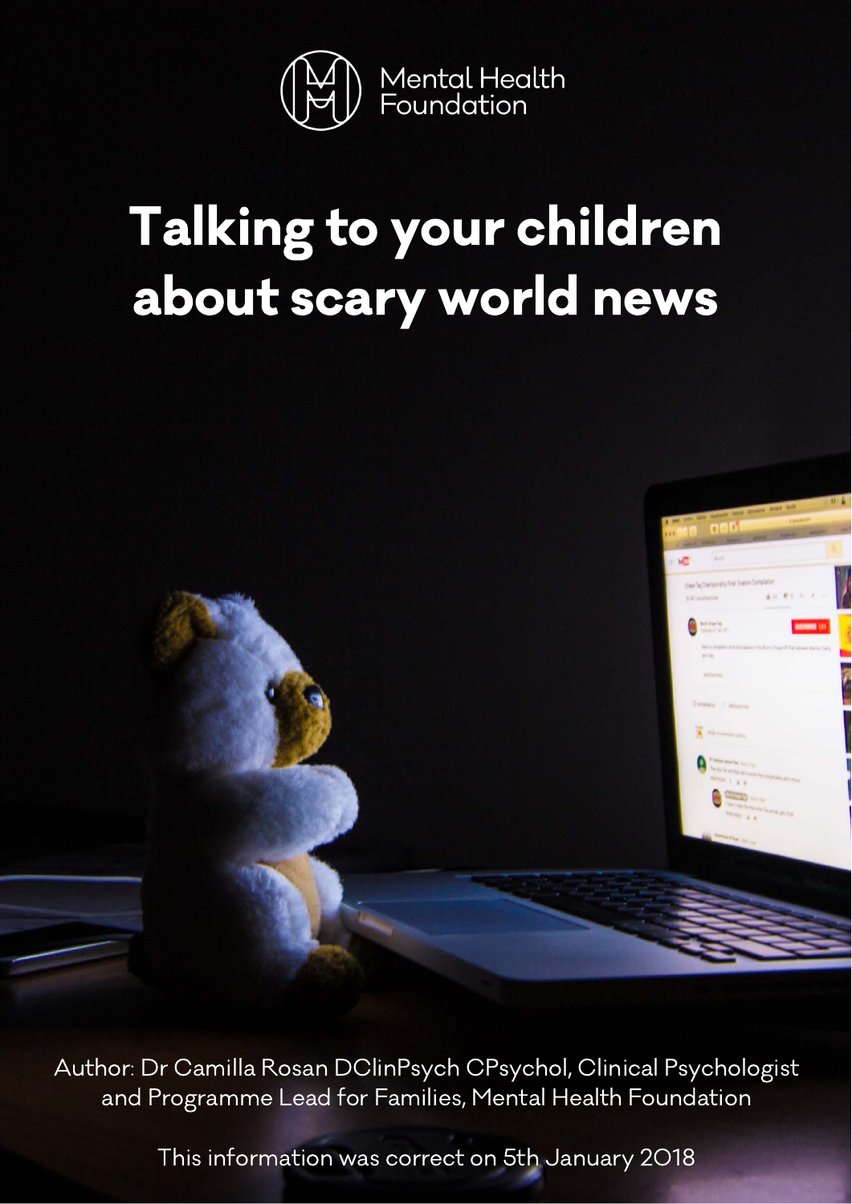Mental Health Foundation

# Talking to your children about scary world news

Author: Dr Camilla Rosan DClinPsych CPsychol, Clinical Psychologist and Programme Lead for Families, Mental Health Foundation

This information was correct on 5th January 2018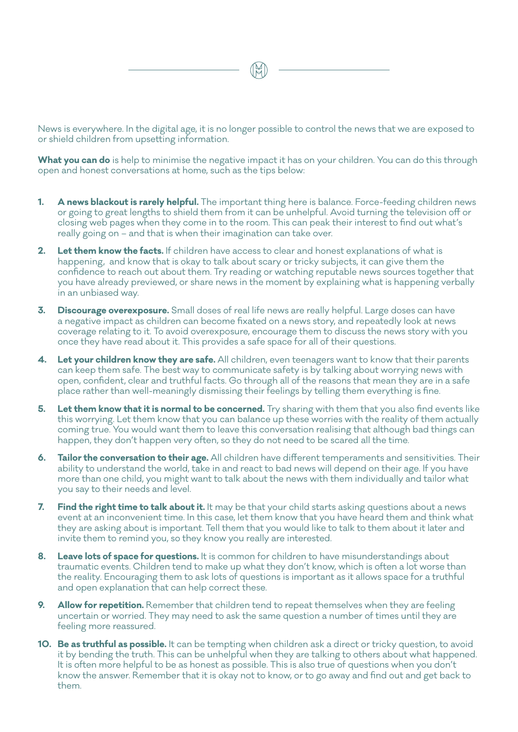News is everywhere. In the digital age, it is no longer possible to control the news that we are exposed to or shield children from upsetting information.

**What you can do** is help to minimise the negative impact it has on your children. You can do this through open and honest conversations at home, such as the tips below:

1. **A news blackout is rarely helpful.** The important thing here is balance. Force-feeding children news or going to great lengths to shield them from it can be unhelpful. Avoid turning the television off or closing web pages when they come in to the room. This can peak their interest to find out what's really going on – and that is when their imagination can take over.
2. **Let them know the facts.** If children have access to clear and honest explanations of what is happening, and know that is okay to talk about scary or tricky subjects, it can give them the confidence to reach out about them. Try reading or watching reputable news sources together that you have already previewed, or share news in the moment by explaining what is happening verbally in an unbiased way.
3. **Discourage overexposure.** Small doses of real life news are really helpful. Large doses can have a negative impact as children can become fixated on a news story, and repeatedly look at news coverage relating to it. To avoid overexposure, encourage them to discuss the news story with you once they have read about it. This provides a safe space for all of their questions.
4. **Let your children know they are safe.** All children, even teenagers want to know that their parents can keep them safe. The best way to communicate safety is by talking about worrying news with open, confident, clear and truthful facts. Go through all of the reasons that mean they are in a safe place rather than well-meaningly dismissing their feelings by telling them everything is fine.
5. **Let them know that it is normal to be concerned.** Try sharing with them that you also find events like this worrying. Let them know that you can balance up these worries with the reality of them actually coming true. You would want them to leave this conversation realising that although bad things can happen, they don't happen very often, so they do not need to be scared all the time.
6. **Tailor the conversation to their age.** All children have different temperaments and sensitivities. Their ability to understand the world, take in and react to bad news will depend on their age. If you have more than one child, you might want to talk about the news with them individually and tailor what you say to their needs and level.
7. **Find the right time to talk about it.** It may be that your child starts asking questions about a news event at an inconvenient time. In this case, let them know that you have heard them and think what they are asking about is important. Tell them that you would like to talk to them about it later and invite them to remind you, so they know you really are interested.
8. **Leave lots of space for questions.** It is common for children to have misunderstandings about traumatic events. Children tend to make up what they don't know, which is often a lot worse than the reality. Encouraging them to ask lots of questions is important as it allows space for a truthful and open explanation that can help correct these.
9. **Allow for repetition.** Remember that children tend to repeat themselves when they are feeling uncertain or worried. They may need to ask the same question a number of times until they are feeling more reassured.
10. **Be as truthful as possible.** It can be tempting when children ask a direct or tricky question, to avoid it by bending the truth. This can be unhelpful when they are talking to others about what happened. It is often more helpful to be as honest as possible. This is also true of questions when you don't know the answer. Remember that it is okay not to know, or to go away and find out and get back to them.